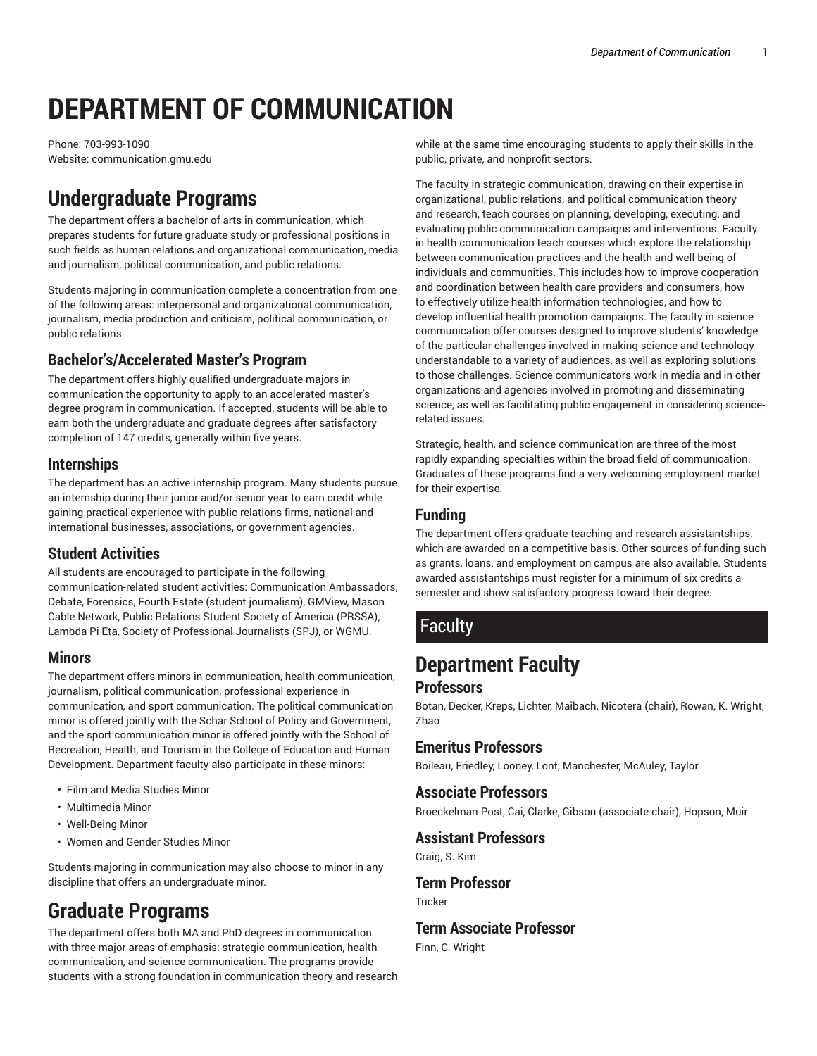# DEPARTMENT OF COMMUNICATION

Phone: 703-993-1090
Website: communication.gmu.edu

## Undergraduate Programs

The department offers a bachelor of arts in communication, which prepares students for future graduate study or professional positions in such fields as human relations and organizational communication, media and journalism, political communication, and public relations.

Students majoring in communication complete a concentration from one of the following areas: interpersonal and organizational communication, journalism, media production and criticism, political communication, or public relations.

### Bachelor's/Accelerated Master's Program

The department offers highly qualified undergraduate majors in communication the opportunity to apply to an accelerated master's degree program in communication. If accepted, students will be able to earn both the undergraduate and graduate degrees after satisfactory completion of 147 credits, generally within five years.

### Internships

The department has an active internship program. Many students pursue an internship during their junior and/or senior year to earn credit while gaining practical experience with public relations firms, national and international businesses, associations, or government agencies.

### Student Activities

All students are encouraged to participate in the following communication-related student activities: Communication Ambassadors, Debate, Forensics, Fourth Estate (student journalism), GMView, Mason Cable Network, Public Relations Student Society of America (PRSSA), Lambda Pi Eta, Society of Professional Journalists (SPJ), or WGMU.

### Minors

The department offers minors in communication, health communication, journalism, political communication, professional experience in communication, and sport communication. The political communication minor is offered jointly with the Schar School of Policy and Government, and the sport communication minor is offered jointly with the School of Recreation, Health, and Tourism in the College of Education and Human Development. Department faculty also participate in these minors:

- Film and Media Studies Minor
- Multimedia Minor
- Well-Being Minor
- Women and Gender Studies Minor

Students majoring in communication may also choose to minor in any discipline that offers an undergraduate minor.

## Graduate Programs

The department offers both MA and PhD degrees in communication with three major areas of emphasis: strategic communication, health communication, and science communication. The programs provide students with a strong foundation in communication theory and research while at the same time encouraging students to apply their skills in the public, private, and nonprofit sectors.

The faculty in strategic communication, drawing on their expertise in organizational, public relations, and political communication theory and research, teach courses on planning, developing, executing, and evaluating public communication campaigns and interventions. Faculty in health communication teach courses which explore the relationship between communication practices and the health and well-being of individuals and communities. This includes how to improve cooperation and coordination between health care providers and consumers, how to effectively utilize health information technologies, and how to develop influential health promotion campaigns. The faculty in science communication offer courses designed to improve students' knowledge of the particular challenges involved in making science and technology understandable to a variety of audiences, as well as exploring solutions to those challenges. Science communicators work in media and in other organizations and agencies involved in promoting and disseminating science, as well as facilitating public engagement in considering science-related issues.

Strategic, health, and science communication are three of the most rapidly expanding specialties within the broad field of communication. Graduates of these programs find a very welcoming employment market for their expertise.

### Funding

The department offers graduate teaching and research assistantships, which are awarded on a competitive basis. Other sources of funding such as grants, loans, and employment on campus are also available. Students awarded assistantships must register for a minimum of six credits a semester and show satisfactory progress toward their degree.

# Faculty

## Department Faculty

### Professors

Botan, Decker, Kreps, Lichter, Maibach, Nicotera (chair), Rowan, K. Wright, Zhao

### Emeritus Professors

Boileau, Friedley, Looney, Lont, Manchester, McAuley, Taylor

### Associate Professors

Broeckelman-Post, Cai, Clarke, Gibson (associate chair), Hopson, Muir

### Assistant Professors

Craig, S. Kim

### Term Professor

Tucker

### Term Associate Professor

Finn, C. Wright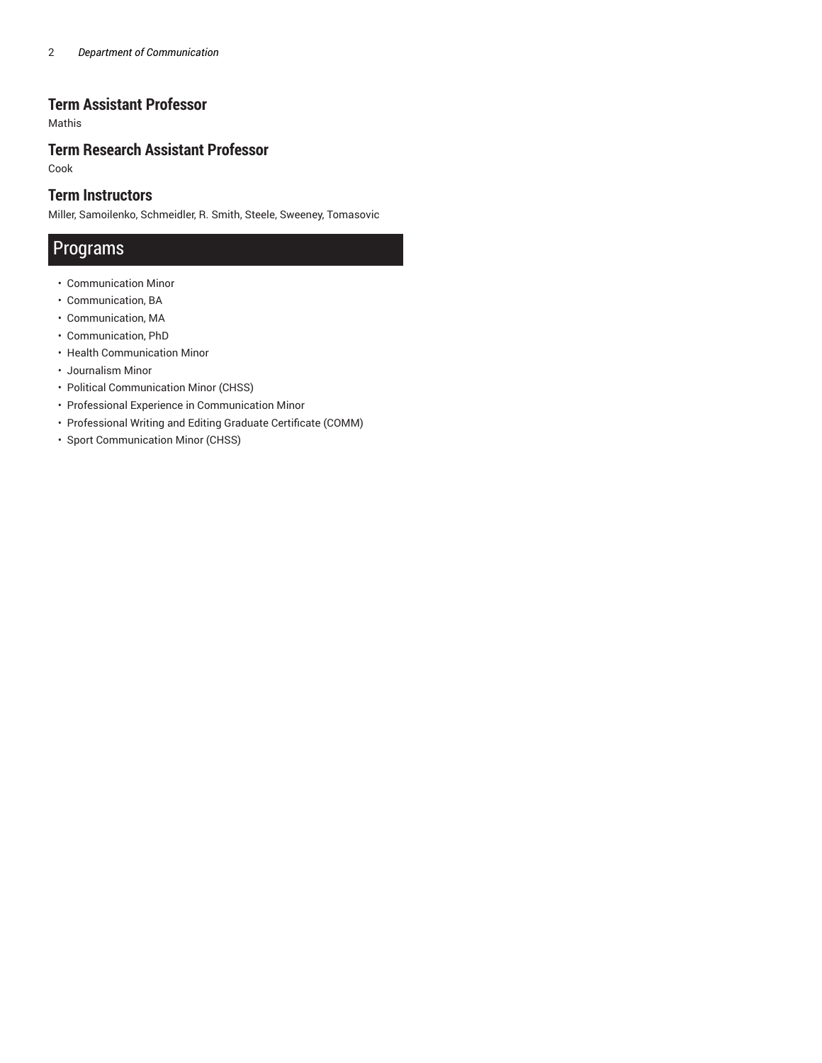### Term Assistant Professor

Mathis

### Term Research Assistant Professor

Cook

### Term Instructors

Miller, Samoilenko, Schmeidler, R. Smith, Steele, Sweeney, Tomasovic

## Programs

- Communication Minor
- Communication, BA
- Communication, MA
- Communication, PhD
- Health Communication Minor
- Journalism Minor
- Political Communication Minor (CHSS)
- Professional Experience in Communication Minor
- Professional Writing and Editing Graduate Certificate (COMM)
- Sport Communication Minor (CHSS)